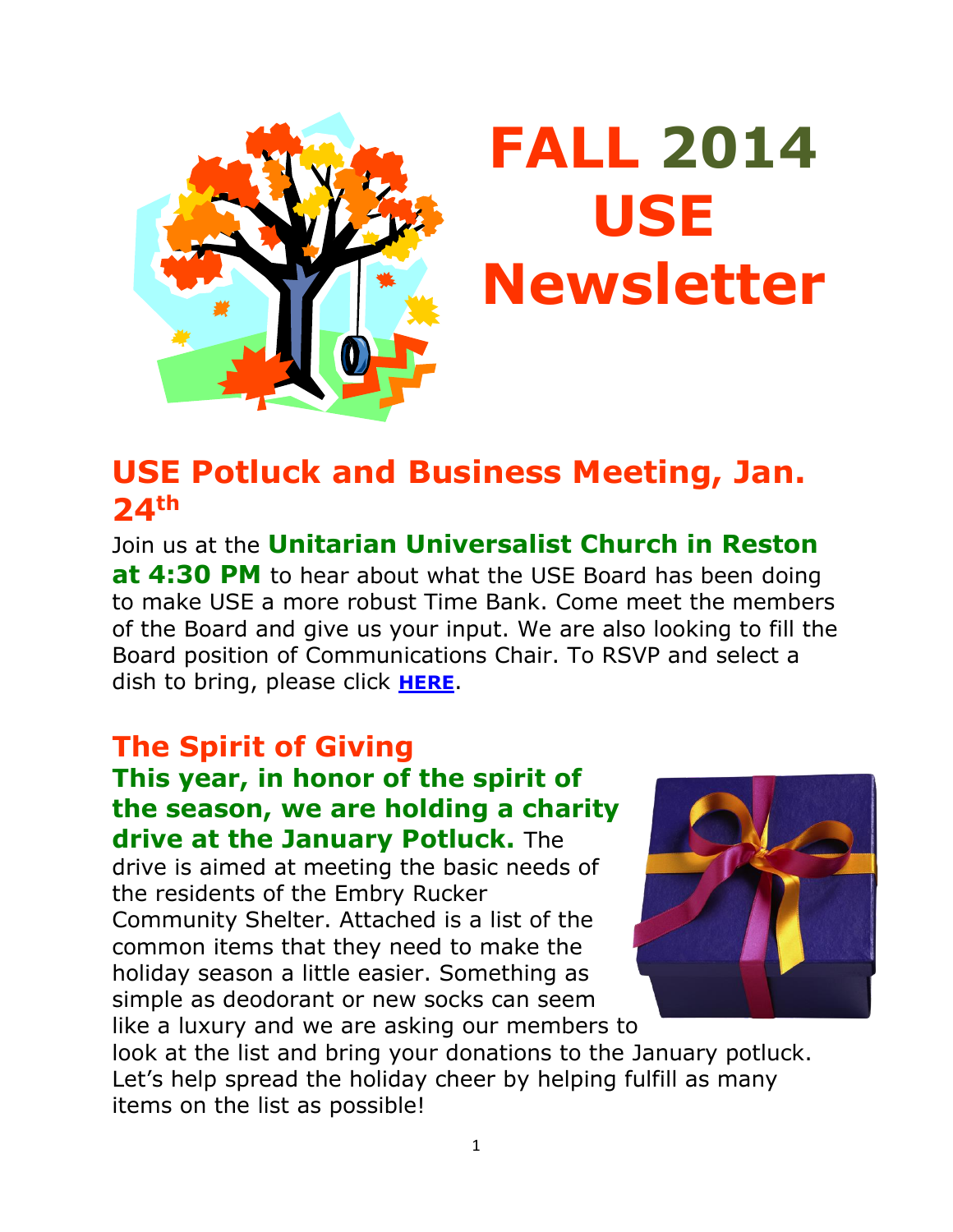# FALL 2014 USE Newsletter

## USE Potluck and Business Meeting, Jan. 24th

Join us at the **Unitarian Universalist Church in Reston at 4:30 PM** to hear about what the USE Board has been doing to make USE a more robust Time Bank. Come meet the members of the Board and give us your input. We are also looking to fill the Board position of Communications Chair. To RSVP and select a dish to bring, please click **HERE**.

## The Spirit of Giving

**This year, in honor of the spirit of the season, we are holding a charity drive at the January Potluck.** The drive is aimed at meeting the basic needs of the residents of the Embry Rucker Community Shelter. Attached is a list of the common items that they need to make the holiday season a little easier. Something as simple as deodorant or new socks can seem like a luxury and we are asking our members to look at the list and bring your donations to the January potluck. Let's help spread the holiday cheer by helping fulfill as many items on the list as possible!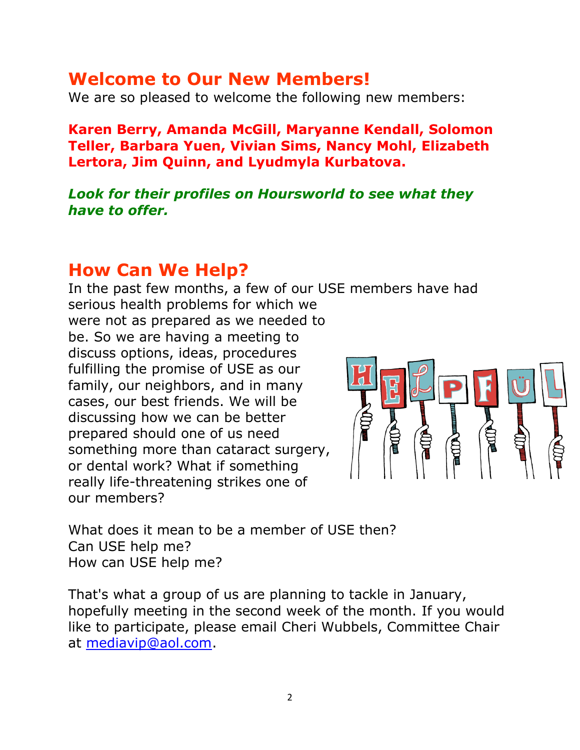## Welcome to Our New Members!

We are so pleased to welcome the following new members:

**Karen Berry, Amanda McGill, Maryanne Kendall, Solomon Teller, Barbara Yuen, Vivian Sims, Nancy Mohl, Elizabeth Lertora, Jim Quinn, and Lyudmyla Kurbatova.**

***Look for their profiles on Hoursworld to see what they have to offer.***

## How Can We Help?

In the past few months, a few of our USE members have had serious health problems for which we were not as prepared as we needed to be. So we are having a meeting to discuss options, ideas, procedures fulfilling the promise of USE as our family, our neighbors, and in many cases, our best friends. We will be discussing how we can be better prepared should one of us need something more than cataract surgery, or dental work? What if something really life-threatening strikes one of our members?

What does it mean to be a member of USE then?
Can USE help me?
How can USE help me?

That's what a group of us are planning to tackle in January, hopefully meeting in the second week of the month. If you would like to participate, please email Cheri Wubbels, Committee Chair at mediavip@aol.com.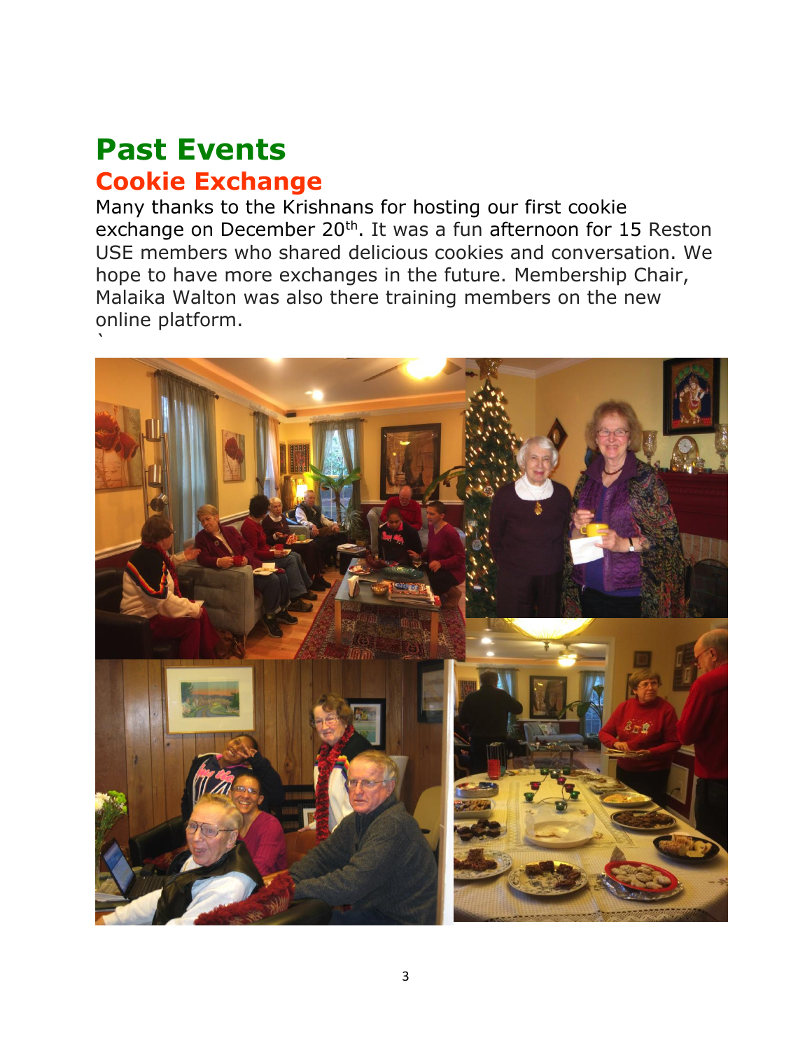# Past Events

## Cookie Exchange

Many thanks to the Krishnans for hosting our first cookie exchange on December 20th. It was a fun afternoon for 15 Reston USE members who shared delicious cookies and conversation. We hope to have more exchanges in the future. Membership Chair, Malaika Walton was also there training members on the new online platform.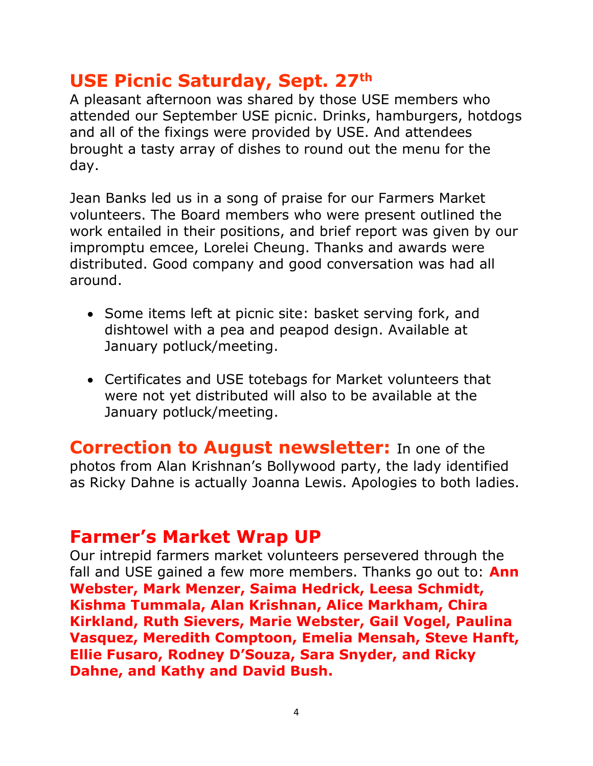## USE Picnic Saturday, Sept. 27th

A pleasant afternoon was shared by those USE members who attended our September USE picnic. Drinks, hamburgers, hotdogs and all of the fixings were provided by USE. And attendees brought a tasty array of dishes to round out the menu for the day.

Jean Banks led us in a song of praise for our Farmers Market volunteers. The Board members who were present outlined the work entailed in their positions, and brief report was given by our impromptu emcee, Lorelei Cheung. Thanks and awards were distributed. Good company and good conversation was had all around.

- Some items left at picnic site: basket serving fork, and dishtowel with a pea and peapod design. Available at January potluck/meeting.
- Certificates and USE totebags for Market volunteers that were not yet distributed will also to be available at the January potluck/meeting.

**Correction to August newsletter:** In one of the photos from Alan Krishnan's Bollywood party, the lady identified as Ricky Dahne is actually Joanna Lewis. Apologies to both ladies.

## Farmer's Market Wrap UP

Our intrepid farmers market volunteers persevered through the fall and USE gained a few more members. Thanks go out to: **Ann Webster, Mark Menzer, Saima Hedrick, Leesa Schmidt, Kishma Tummala, Alan Krishnan, Alice Markham, Chira Kirkland, Ruth Sievers, Marie Webster, Gail Vogel, Paulina Vasquez, Meredith Comptoon, Emelia Mensah, Steve Hanft, Ellie Fusaro, Rodney D'Souza, Sara Snyder, and Ricky Dahne, and Kathy and David Bush.**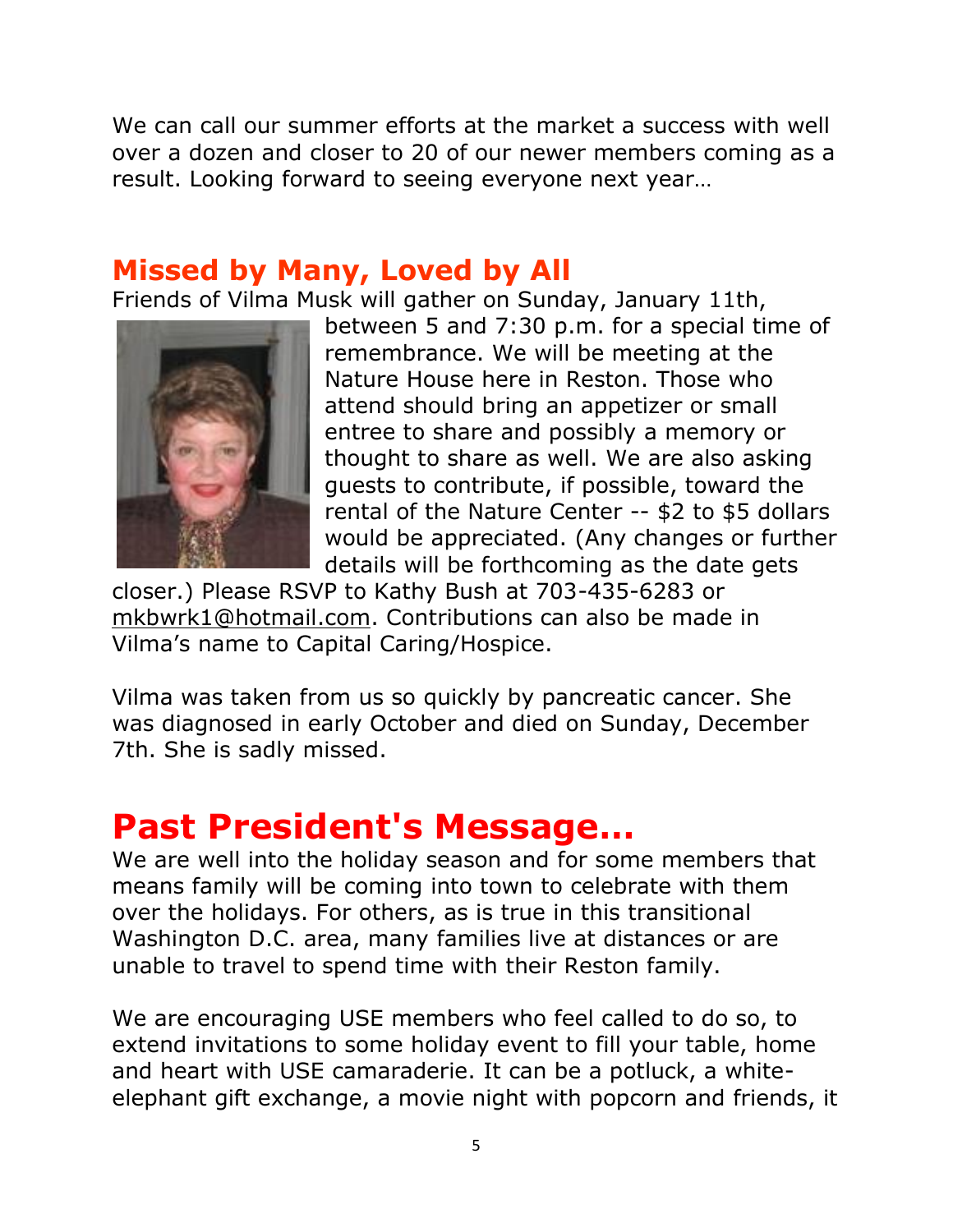We can call our summer efforts at the market a success with well over a dozen and closer to 20 of our newer members coming as a result. Looking forward to seeing everyone next year…

## Missed by Many, Loved by All

Friends of Vilma Musk will gather on Sunday, January 11th, between 5 and 7:30 p.m. for a special time of remembrance. We will be meeting at the Nature House here in Reston. Those who attend should bring an appetizer or small entree to share and possibly a memory or thought to share as well. We are also asking guests to contribute, if possible, toward the rental of the Nature Center -- $2 to $5 dollars would be appreciated. (Any changes or further details will be forthcoming as the date gets closer.) Please RSVP to Kathy Bush at 703-435-6283 or mkbwrk1@hotmail.com. Contributions can also be made in Vilma's name to Capital Caring/Hospice.

Vilma was taken from us so quickly by pancreatic cancer. She was diagnosed in early October and died on Sunday, December 7th. She is sadly missed.

# Past President's Message…

We are well into the holiday season and for some members that means family will be coming into town to celebrate with them over the holidays. For others, as is true in this transitional Washington D.C. area, many families live at distances or are unable to travel to spend time with their Reston family.

We are encouraging USE members who feel called to do so, to extend invitations to some holiday event to fill your table, home and heart with USE camaraderie. It can be a potluck, a white-elephant gift exchange, a movie night with popcorn and friends, it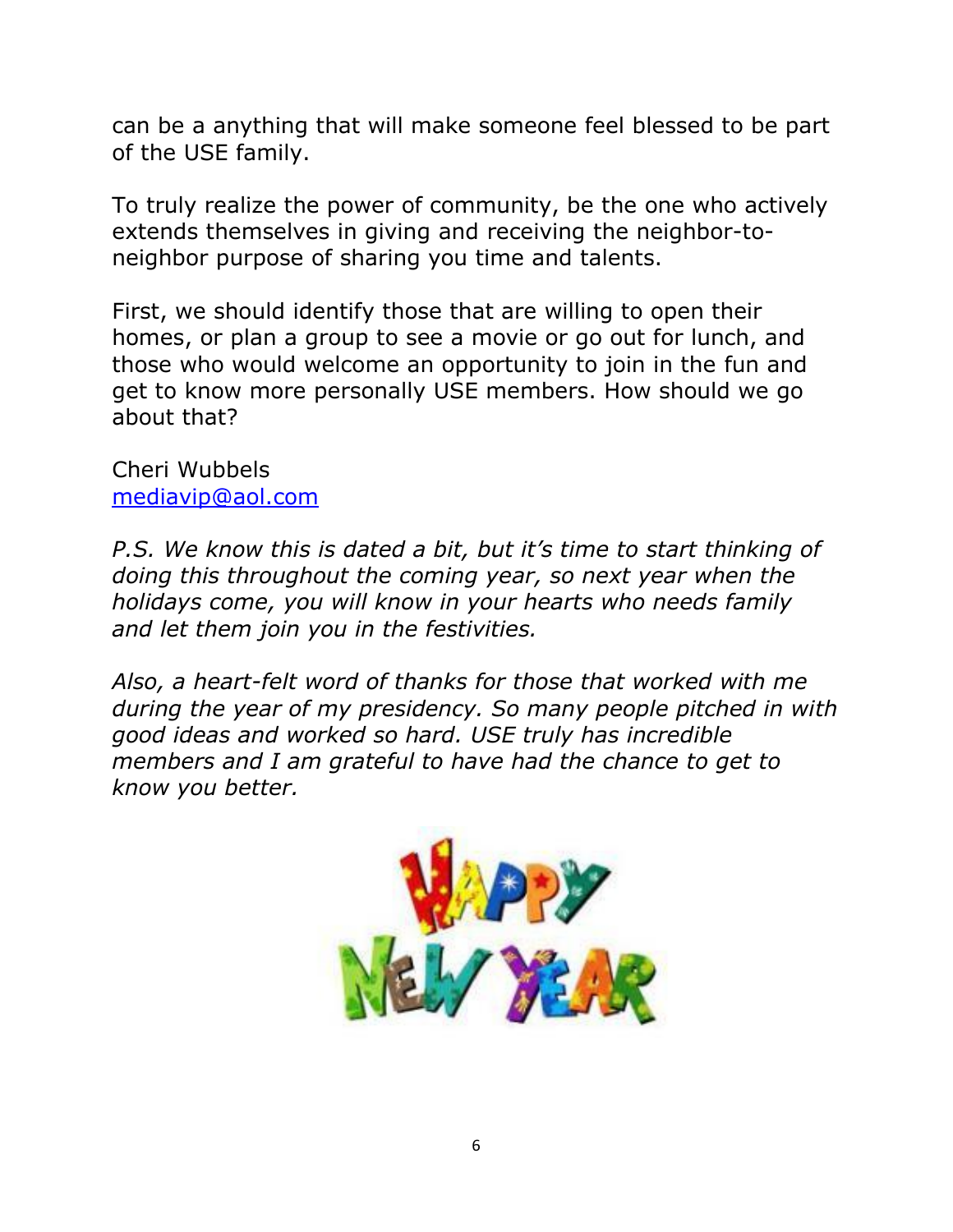can be a anything that will make someone feel blessed to be part of the USE family.

To truly realize the power of community, be the one who actively extends themselves in giving and receiving the neighbor-to-neighbor purpose of sharing you time and talents.

First, we should identify those that are willing to open their homes, or plan a group to see a movie or go out for lunch, and those who would welcome an opportunity to join in the fun and get to know more personally USE members. How should we go about that?

Cheri Wubbels
mediavip@aol.com

*P.S. We know this is dated a bit, but it's time to start thinking of doing this throughout the coming year, so next year when the holidays come, you will know in your hearts who needs family and let them join you in the festivities.*

*Also, a heart-felt word of thanks for those that worked with me during the year of my presidency. So many people pitched in with good ideas and worked so hard. USE truly has incredible members and I am grateful to have had the chance to get to know you better.*

HAPPY NEW YEAR